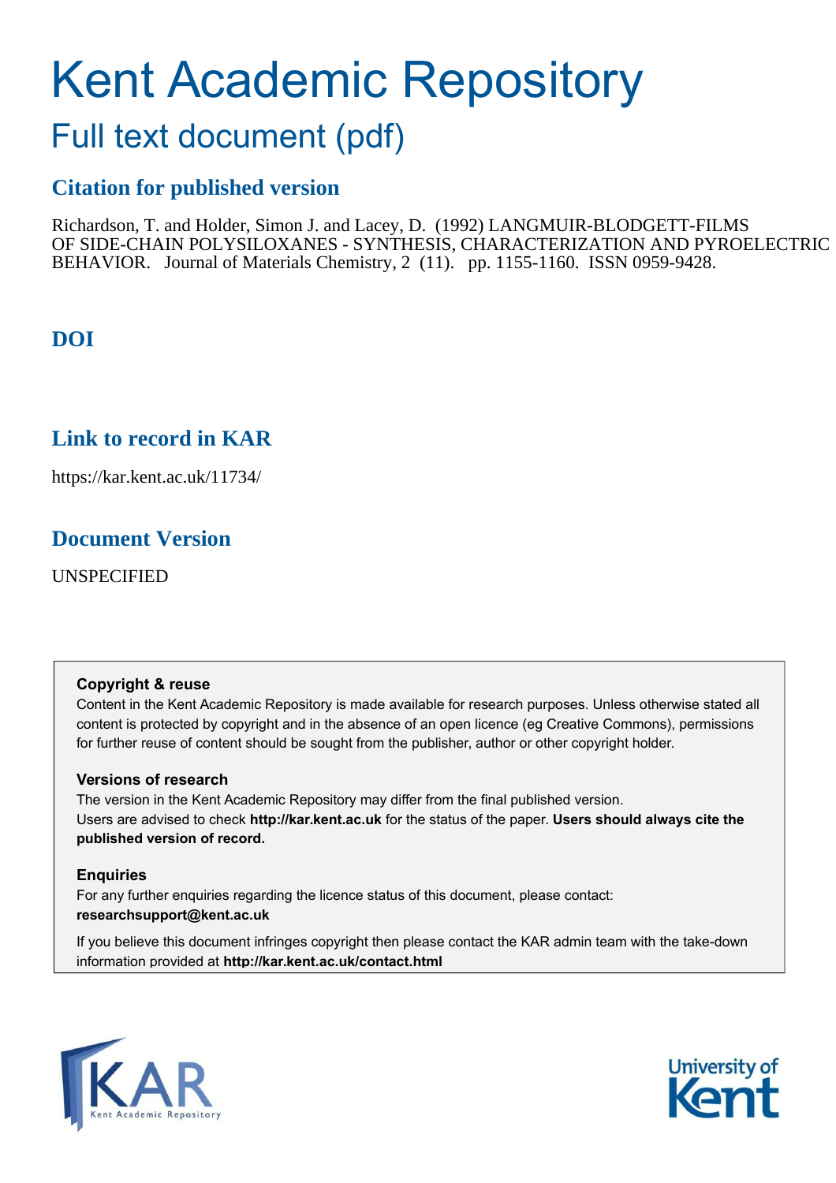# Kent Academic Repository

## Full text document (pdf)

### Citation for published version

Richardson, T. and Holder, Simon J. and Lacey, D. (1992) LANGMUIR-BLODGETT-FILMS OF SIDE-CHAIN POLYSILOXANES - SYNTHESIS, CHARACTERIZATION AND PYROELECTRIC BEHAVIOR. Journal of Materials Chemistry, 2 (11). pp. 1155-1160. ISSN 0959-9428.

### DOI

### Link to record in KAR

https://kar.kent.ac.uk/11734/

### Document Version

UNSPECIFIED

**Copyright & reuse**

Content in the Kent Academic Repository is made available for research purposes. Unless otherwise stated all content is protected by copyright and in the absence of an open licence (eg Creative Commons), permissions for further reuse of content should be sought from the publisher, author or other copyright holder.

**Versions of research**

The version in the Kent Academic Repository may differ from the final published version. Users are advised to check **http://kar.kent.ac.uk** for the status of the paper. **Users should always cite the published version of record.**

**Enquiries**

For any further enquiries regarding the licence status of this document, please contact: **researchsupport@kent.ac.uk**

If you believe this document infringes copyright then please contact the KAR admin team with the take-down information provided at **http://kar.kent.ac.uk/contact.html**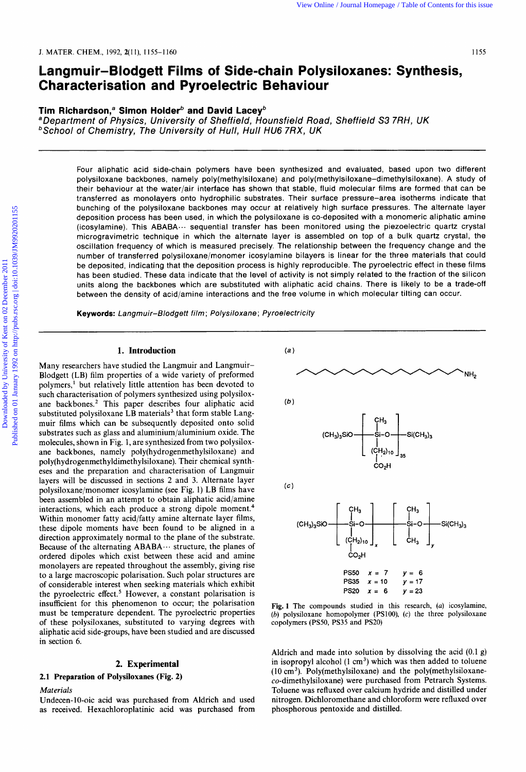# Langmuir–Blodgett Films of Side-chain Polysiloxanes: Synthesis, Characterisation and Pyroelectric Behaviour

**Tim Richardson,[a] Simon Holder[b] and David Lacey[b]**

[a] *Department of Physics, University of Sheffield, Hounsfield Road, Sheffield S3 7RH, UK*
[b] *School of Chemistry, The University of Hull, Hull HU6 7RX, UK*

Four aliphatic acid side-chain polymers have been synthesized and evaluated, based upon two different polysiloxane backbones, namely poly(methylsiloxane) and poly(methylsiloxane–dimethylsiloxane). A study of their behaviour at the water/air interface has shown that stable, fluid molecular films are formed that can be transferred as monolayers onto hydrophilic substrates. Their surface pressure–area isotherms indicate that bunching of the polysiloxane backbones may occur at relatively high surface pressures. The alternate layer deposition process has been used, in which the polysiloxane is co-deposited with a monomeric aliphatic amine (icosylamine). This ABABA··· sequential transfer has been monitored using the piezoelectric quartz crystal microgravimetric technique in which the alternate layer is assembled on top of a bulk quartz crystal, the oscillation frequency of which is measured precisely. The relationship between the frequency change and the number of transferred polysiloxane/monomer icosylamine bilayers is linear for the three materials that could be deposited, indicating that the deposition process is highly reproducible. The pyroelectric effect in these films has been studied. These data indicate that the level of activity is not simply related to the fraction of the silicon units along the backbones which are substituted with aliphatic acid chains. There is likely to be a trade-off between the density of acid/amine interactions and the free volume in which molecular tilting can occur.

**Keywords:** *Langmuir–Blodgett film*; *Polysiloxane*; *Pyroelectricity*

## 1. Introduction

Many researchers have studied the Langmuir and Langmuir–Blodgett (LB) film properties of a wide variety of preformed polymers,[1] but relatively little attention has been devoted to such characterisation of polymers synthesized using polysiloxane backbones.[2] This paper describes four aliphatic acid substituted polysiloxane LB materials[3] that form stable Langmuir films which can be subsequently deposited onto solid substrates such as glass and aluminium/aluminium oxide. The molecules, shown in Fig. 1, are synthesized from two polysiloxane backbones, namely poly(hydrogenmethylsiloxane) and poly(hydrogenmethyldimethylsiloxane). Their chemical syntheses and the preparation and characterisation of Langmuir layers will be discussed in sections 2 and 3. Alternate layer polysiloxane/monomer icosylamine (see Fig. 1) LB films have been assembled in an attempt to obtain aliphatic acid/amine interactions, which each produce a strong dipole moment.[4] Within monomer fatty acid/fatty amine alternate layer films, these dipole moments have been found to be aligned in a direction approximately normal to the plane of the substrate. Because of the alternating ABABA··· structure, the planes of ordered dipoles which exist between these acid and amine monolayers are repeated throughout the assembly, giving rise to a large macroscopic polarisation. Such polar structures are of considerable interest when seeking materials which exhibit the pyroelectric effect.[5] However, a constant polarisation is insufficient for this phenomenon to occur; the polarisation must be temperature dependent. The pyroelectric properties of these polysiloxanes, substituted to varying degrees with aliphatic acid side-groups, have been studied and are discussed in section 6.

(*a*) [icosylamine: zigzag chain terminated by $NH_2$]

(*b*) $(CH_3)_3SiO-[Si(CH_3)((CH_2)_{10}CO_2H)-O]_{35}-Si(CH_3)_3$

(*c*) $(CH_3)_3SiO-[Si(CH_3)((CH_2)_{10}CO_2H)-O]_x-[Si(CH_3)_2-O]_y-Si(CH_3)_3$

| | | |
|---|---|---|
| PS50 | $x = 7$ | $y = 6$ |
| PS35 | $x = 10$ | $y = 17$ |
| PS20 | $x = 6$ | $y = 23$ |

**Fig. 1** The compounds studied in this research, (*a*) icosylamine, (*b*) polysiloxane homopolymer (PS100), (*c*) the three polysiloxane copolymers (PS50, PS35 and PS20)

## 2. Experimental

### 2.1 Preparation of Polysiloxanes (Fig. 2)

*Materials*

Undecen-10-oic acid was purchased from Aldrich and used as received. Hexachloroplatinic acid was purchased from Aldrich and made into solution by dissolving the acid (0.1 g) in isopropyl alcohol (1 cm$^3$) which was then added to toluene (10 cm$^3$). Poly(methylsiloxane) and the poly(methylsiloxane-*co*-dimethylsiloxane) were purchased from Petrarch Systems. Toluene was refluxed over calcium hydride and distilled under nitrogen. Dichloromethane and chloroform were refluxed over phosphorous pentoxide and distilled.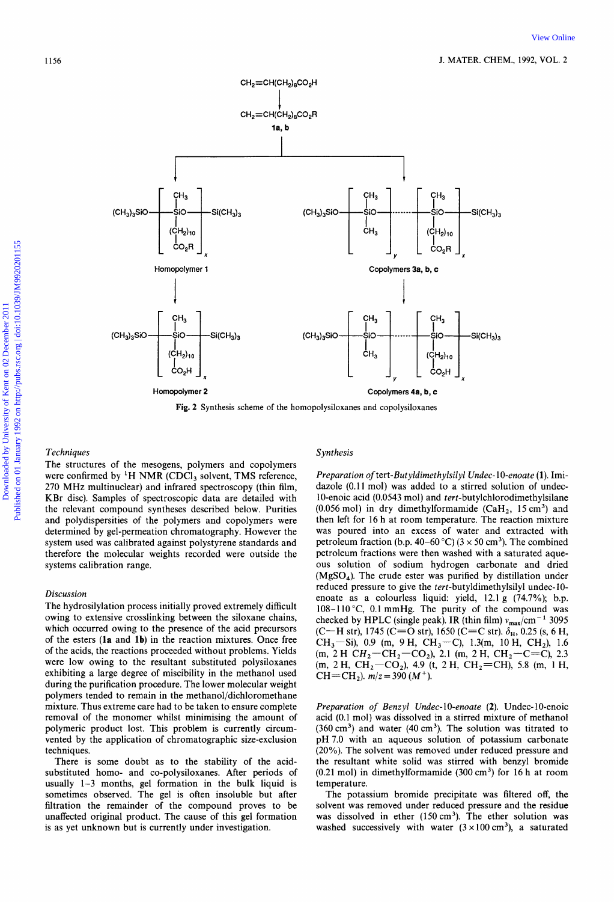$CH_2{=}CH(CH_2)_8CO_2H$

↓

$CH_2{=}CH(CH_2)_8CO_2R$

**1a, b**

Homopolymer 1: $(CH_3)_3SiO{-}[Si(CH_3)((CH_2)_{10}CO_2R)O]_x{-}Si(CH_3)_3$

Copolymers 3a, b, c: $(CH_3)_3SiO{-}[Si(CH_3)_2O]_y \cdots [Si(CH_3)((CH_2)_{10}CO_2R)O]_x{-}Si(CH_3)_3$

Homopolymer 2: $(CH_3)_3SiO{-}[Si(CH_3)((CH_2)_{10}CO_2H)O]_x{-}Si(CH_3)_3$

Copolymers 4a, b, c: $(CH_3)_3SiO{-}[Si(CH_3)_2O]_y \cdots [Si(CH_3)((CH_2)_{10}CO_2H)O]_x{-}Si(CH_3)_3$

**Fig. 2** Synthesis scheme of the homopolysiloxanes and copolysiloxanes

### *Techniques*

The structures of the mesogens, polymers and copolymers were confirmed by $^1H$ NMR ($CDCl_3$ solvent, TMS reference, 270 MHz multinuclear) and infrared spectroscopy (thin film, KBr disc). Samples of spectroscopic data are detailed with the relevant compound syntheses described below. Purities and polydispersities of the polymers and copolymers were determined by gel-permeation chromatography. However the system used was calibrated against polystyrene standards and therefore the molecular weights recorded were outside the systems calibration range.

### *Discussion*

The hydrosilylation process initially proved extremely difficult owing to extensive crosslinking between the siloxane chains, which occurred owing to the presence of the acid precursors of the esters (**1a** and **1b**) in the reaction mixtures. Once free of the acids, the reactions proceeded without problems. Yields were low owing to the resultant substituted polysiloxanes exhibiting a large degree of miscibility in the methanol used during the purification procedure. The lower molecular weight polymers tended to remain in the methanol/dichloromethane mixture. Thus extreme care had to be taken to ensure complete removal of the monomer whilst minimising the amount of polymeric product lost. This problem is currently circumvented by the application of chromatographic size-exclusion techniques.

There is some doubt as to the stability of the acid-substituted homo- and co-polysiloxanes. After periods of usually 1–3 months, gel formation in the bulk liquid is sometimes observed. The gel is often insoluble but after filtration the remainder of the compound proves to be unaffected original product. The cause of this gel formation is as yet unknown but is currently under investigation.

### *Synthesis*

*Preparation of* tert-*Butyldimethylsilyl Undec-10-enoate* (**1**). Imidazole (0.11 mol) was added to a stirred solution of undec-10-enoic acid (0.0543 mol) and *tert*-butylchlorodimethylsilane (0.056 mol) in dry dimethylformamide ($CaH_2$, 15 $cm^3$) and then left for 16 h at room temperature. The reaction mixture was poured into an excess of water and extracted with petroleum fraction (b.p. 40–60 °C) (3 × 50 $cm^3$). The combined petroleum fractions were then washed with a saturated aqueous solution of sodium hydrogen carbonate and dried ($MgSO_4$). The crude ester was purified by distillation under reduced pressure to give the *tert*-butyldimethylsilyl undec-10-enoate as a colourless liquid: yield, 12.1 g (74.7%); b.p. 108–110 °C, 0.1 mmHg. The purity of the compound was checked by HPLC (single peak). IR (thin film) $\nu_{max}/cm^{-1}$ 3095 (C—H str), 1745 (C=O str), 1650 (C=C str). $\delta_H$, 0.25 (s, 6 H, $CH_3$—Si), 0.9 (m, 9 H, $CH_3$—C), 1.3(m, 10 H, $CH_2$), 1.6 (m, 2 H $CH_2$—$CH_2$—$CO_2$), 2.1 (m, 2 H, $CH_2$—C=C), 2.3 (m, 2 H, $CH_2$—$CO_2$), 4.9 (t, 2 H, $CH_2$=CH), 5.8 (m, 1 H, CH=$CH_2$). $m/z = 390$ ($M^+$).

*Preparation of Benzyl Undec-10-enoate* (**2**). Undec-10-enoic acid (0.1 mol) was dissolved in a stirred mixture of methanol (360 $cm^3$) and water (40 $cm^3$). The solution was titrated to pH 7.0 with an aqueous solution of potassium carbonate (20%). The solvent was removed under reduced pressure and the resultant white solid was stirred with benzyl bromide (0.21 mol) in dimethylformamide (300 $cm^3$) for 16 h at room temperature.

The potassium bromide precipitate was filtered off, the solvent was removed under reduced pressure and the residue was dissolved in ether (150 $cm^3$). The ether solution was washed successively with water (3 × 100 $cm^3$), a saturated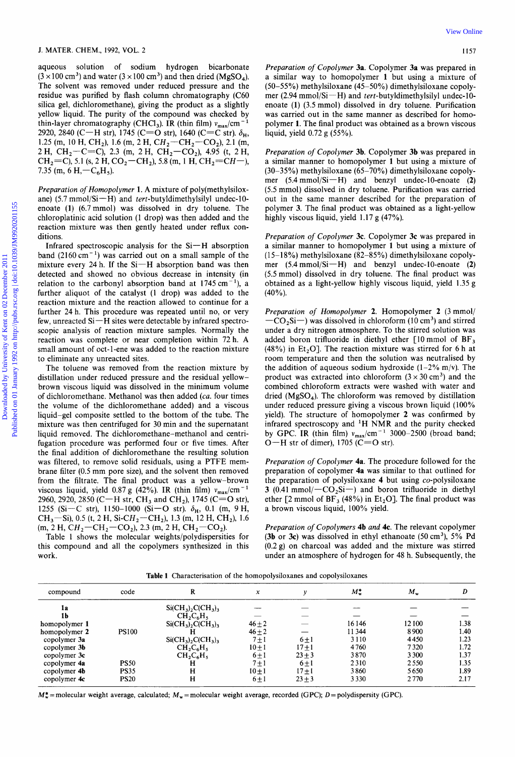aqueous solution of sodium hydrogen bicarbonate ($3 \times 100$ cm$^3$) and water ($3 \times 100$ cm$^3$) and then dried ($MgSO_4$). The solvent was removed under reduced pressure and the residue was purified by flash column chromatography (C60 silica gel, dichloromethane), giving the product as a slightly yellow liquid. The purity of the compound was checked by thin-layer chromatography ($CHCl_3$). IR (thin film) $\nu_{max}$/cm$^{-1}$ 2920, 2840 (C—H str), 1745 (C=O str), 1640 (C=C str). $\delta_H$, 1.25 (m, 10 H, $CH_2$), 1.6 (m, 2 H, $CH_2$—$CH_2$—$CO_2$), 2.1 (m, 2 H, $CH_2$—C=C), 2.3 (m, 2 H, $CH_2$—$CO_2$), 4.95 (t, 2 H, $CH_2$=C), 5.1 (s, 2 H, $CO_2$—$CH_2$), 5.8 (m, 1 H, $CH_2$=$CH$—), 7.35 (m, 6 H, —$C_6H_5$).

*Preparation of Homopolymer* **1**. A mixture of poly(methylsiloxane) (5.7 mmol/Si—H) and *tert*-butyldimethylsilyl undec-10-enoate (**1**) (6.7 mmol) was dissolved in dry toluene. The chloroplatinic acid solution (1 drop) was then added and the reaction mixture was then gently heated under reflux conditions.

Infrared spectroscopic analysis for the Si—H absorption band (2160 cm$^{-1}$) was carried out on a small sample of the mixture every 24 h. If the Si—H absorption band was then detected and showed no obvious decrease in intensity (in relation to the carbonyl absorption band at 1745 cm$^{-1}$), a further aliquot of the catalyst (1 drop) was added to the reaction mixture and the reaction allowed to continue for a further 24 h. This procedure was repeated until no, or very few, unreacted Si—H sites were detectable by infrared spectroscopic analysis of reaction mixture samples. Normally the reaction was complete or near completion within 72 h. A small amount of oct-1-ene was added to the reaction mixture to eliminate any unreacted sites.

The toluene was removed from the reaction mixture by distillation under reduced pressure and the residual yellow–brown viscous liquid was dissolved in the minimum volume of dichloromethane. Methanol was then added (*ca.* four times the volume of the dichloromethane added) and a viscous liquid–gel composite settled to the bottom of the tube. The mixture was then centrifuged for 30 min and the supernatant liquid removed. The dichloromethane–methanol and centrifugation procedure was performed four or five times. After the final addition of dichloromethane the resulting solution was filtered, to remove solid residuals, using a PTFE membrane filter (0.5 mm pore size), and the solvent then removed from the filtrate. The final product was a yellow–brown viscous liquid, yield 0.87 g (42%). IR (thin film) $\nu_{max}$/cm$^{-1}$ 2960, 2920, 2850 (C—H str, $CH_3$ and $CH_2$), 1745 (C=O str), 1255 (Si—C str), 1150–1000 (Si—O str). $\delta_H$, 0.1 (m, 9 H, $CH_3$—Si), 0.5 (t, 2 H, Si-$CH_2$—$CH_2$), 1.3 (m, 12 H, $CH_2$), 1.6 (m, 2 H, $CH_2$—$CH_2$—$CO_2$), 2.3 (m, 2 H, $CH_2$—$CO_2$).

Table 1 shows the molecular weights/polydispersities for this compound and all the copolymers synthesized in this work.

*Preparation of Copolymer* **3a**. Copolymer **3a** was prepared in a similar way to homopolymer **1** but using a mixture of (50–55%) methylsiloxane (45–50%) dimethylsiloxane copolymer (2.94 mmol/Si—H) and *tert*-butyldimethylsilyl undec-10-enoate (**1**) (3.5 mmol) dissolved in dry toluene. Purification was carried out in the same manner as described for homopolymer **1**. The final product was obtained as a brown viscous liquid, yield 0.72 g (55%).

*Preparation of Copolymer* **3b**. Copolymer **3b** was prepared in a similar manner to homopolymer **1** but using a mixture of (30–35%) methylsiloxane (65–70%) dimethylsiloxane copolymer (5.4 mmol/Si—H) and benzyl undec-10-enoate (**2**) (5.5 mmol) dissolved in dry toluene. Purification was carried out in the same manner described for the preparation of polymer **3**. The final product was obtained as a light-yellow highly viscous liquid, yield 1.17 g (47%).

*Preparation of Copolymer* **3c**. Copolymer **3c** was prepared in a similar manner to homopolymer **1** but using a mixture of (15–18%) methylsiloxane (82–85%) dimethylsiloxane copolymer (5.4 mmol/Si—H) and benzyl undec-10-enoate (**2**) (5.5 mmol) dissolved in dry toluene. The final product was obtained as a light-yellow highly viscous liquid, yield 1.35 g (40%).

*Preparation of Homopolymer* **2**. Homopolymer **2** (3 mmol/—$CO_2$Si—) was dissolved in chloroform (10 cm$^3$) and stirred under a dry nitrogen atmosphere. To the stirred solution was added boron trifluoride in diethyl ether [10 mmol of $BF_3$ (48%) in $Et_2O$]. The reaction mixture was stirred for 6 h at room temperature and then the solution was neutralised by the addition of aqueous sodium hydroxide (1–2% m/v). The product was extracted into chloroform ($3 \times 30$ cm$^3$) and the combined chloroform extracts were washed with water and dried ($MgSO_4$). The chloroform was removed by distillation under reduced pressure giving a viscous brown liquid (100% yield). The structure of homopolymer **2** was confirmed by infrared spectroscopy and $^1$H NMR and the purity checked by GPC. IR (thin film) $\nu_{max}$/cm$^{-1}$ 3000–2500 (broad band; O—H str of dimer), 1705 (C=O str).

*Preparation of Copolymer* **4a**. The procedure followed for the preparation of copolymer **4a** was similar to that outlined for the preparation of polysiloxane **4** but using *co*-polysiloxane **3** (0.41 mmol/—$CO_2$Si—) and boron trifluoride in diethyl ether [2 mmol of $BF_3$ (48%) in $Et_2O$]. The final product was a brown viscous liquid, 100% yield.

*Preparation of Copolymers* **4b** *and* **4c**. The relevant copolymer (**3b** or **3c**) was dissolved in ethyl ethanoate (50 cm$^3$), 5% Pd (0.2 g) on charcoal was added and the mixture was stirred under an atmosphere of hydrogen for 48 h. Subsequently, the

**Table 1** Characterisation of the homopolysiloxanes and copolysiloxanes

| compound | code | R | $x$ | $y$ | $M_w^*$ | $M_w$ | $D$ |
|---|---|---|---|---|---|---|---|
| **1a** | | $Si(CH_3)_2C(CH_3)_3$ | — | — | — | — | — |
| **1b** | | $CH_2C_6H_5$ | — | — | — | — | — |
| homopolymer **1** | | $Si(CH_3)_2C(CH_3)_3$ | $46 \pm 2$ | — | 16146 | 12100 | 1.38 |
| homopolymer **2** | PS100 | H | $46 \pm 2$ | — | 11344 | 8900 | 1.40 |
| copolymer **3a** | | $Si(CH_3)_2C(CH_3)_3$ | $7 \pm 1$ | $6 \pm 1$ | 3110 | 4450 | 1.23 |
| copolymer **3b** | | $CH_2C_6H_5$ | $10 \pm 1$ | $17 \pm 1$ | 4760 | 7320 | 1.72 |
| copolymer **3c** | | $CH_2C_6H_5$ | $6 \pm 1$ | $23 \pm 3$ | 3870 | 3300 | 1.37 |
| copolymer **4a** | PS50 | H | $7 \pm 1$ | $6 \pm 1$ | 2310 | 2550 | 1.35 |
| copolymer **4b** | PS35 | H | $10 \pm 1$ | $17 \pm 1$ | 3860 | 5650 | 1.89 |
| copolymer **4c** | PS20 | H | $6 \pm 1$ | $23 \pm 3$ | 3330 | 2770 | 2.17 |

$M_w^*$ = molecular weight average, calculated; $M_w$ = molecular weight average, recorded (GPC); $D$ = polydispersity (GPC).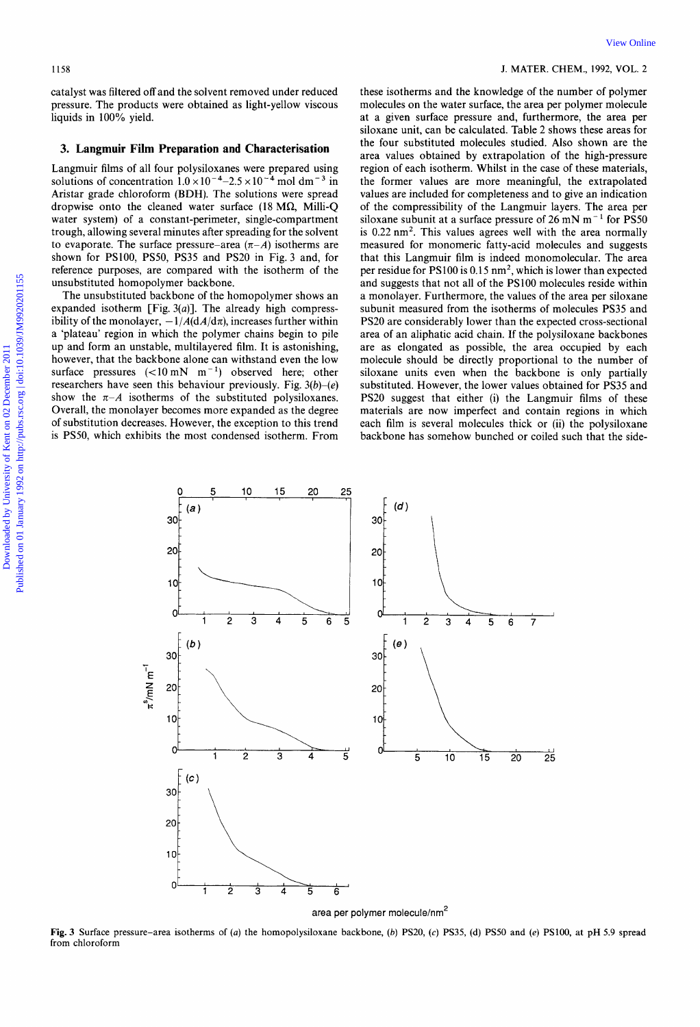catalyst was filtered off and the solvent removed under reduced pressure. The products were obtained as light-yellow viscous liquids in 100% yield.

## 3. Langmuir Film Preparation and Characterisation

Langmuir films of all four polysiloxanes were prepared using solutions of concentration $1.0 \times 10^{-4}$–$2.5 \times 10^{-4}$ mol dm$^{-3}$ in Aristar grade chloroform (BDH). The solutions were spread dropwise onto the cleaned water surface (18 MΩ, Milli-Q water system) of a constant-perimeter, single-compartment trough, allowing several minutes after spreading for the solvent to evaporate. The surface pressure–area ($\pi$–$A$) isotherms are shown for PS100, PS50, PS35 and PS20 in Fig. 3 and, for reference purposes, are compared with the isotherm of the unsubstituted homopolymer backbone.

The unsubstituted backbone of the homopolymer shows an expanded isotherm [Fig. 3(*a*)]. The already high compressibility of the monolayer, $-1/A(\mathrm{d}A/\mathrm{d}\pi)$, increases further within a 'plateau' region in which the polymer chains begin to pile up and form an unstable, multilayered film. It is astonishing, however, that the backbone alone can withstand even the low surface pressures (<10 mN m$^{-1}$) observed here; other researchers have seen this behaviour previously. Fig. 3(*b*)–(*e*) show the $\pi$–$A$ isotherms of the substituted polysiloxanes. Overall, the monolayer becomes more expanded as the degree of substitution decreases. However, the exception to this trend is PS50, which exhibits the most condensed isotherm. From these isotherms and the knowledge of the number of polymer molecules on the water surface, the area per polymer molecule at a given surface pressure and, furthermore, the area per siloxane unit, can be calculated. Table 2 shows these areas for the four substituted molecules studied. Also shown are the area values obtained by extrapolation of the high-pressure region of each isotherm. Whilst in the case of these materials, the former values are more meaningful, the extrapolated values are included for completeness and to give an indication of the compressibility of the Langmuir layers. The area per siloxane subunit at a surface pressure of 26 mN m$^{-1}$ for PS50 is 0.22 nm$^2$. This values agrees well with the area normally measured for monomeric fatty-acid molecules and suggests that this Langmuir film is indeed monomolecular. The area per residue for PS100 is 0.15 nm$^2$, which is lower than expected and suggests that not all of the PS100 molecules reside within a monolayer. Furthermore, the values of the area per siloxane subunit measured from the isotherms of molecules PS35 and PS20 are considerably lower than the expected cross-sectional area of an aliphatic acid chain. If the polysiloxane backbones are as elongated as possible, the area occupied by each molecule should be directly proportional to the number of siloxane units even when the backbone is only partially substituted. However, the lower values obtained for PS35 and PS20 suggest that either (i) the Langmuir films of these materials are now imperfect and contain regions in which each film is several molecules thick or (ii) the polysiloxane backbone has somehow bunched or coiled such that the side-

Fig. 3 Surface pressure–area isotherms of (*a*) the homopolysiloxane backbone, (*b*) PS20, (*c*) PS35, (*d*) PS50 and (*e*) PS100, at pH 5.9 spread from chloroform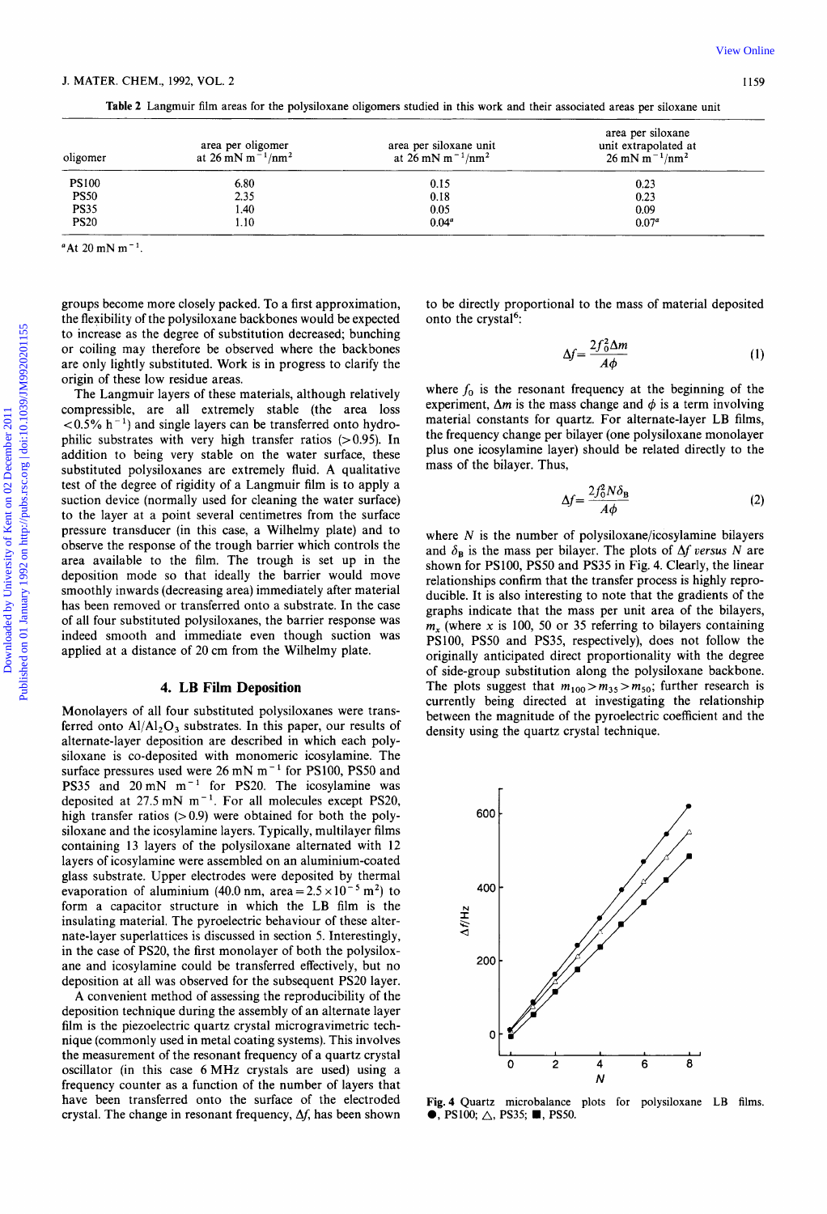**Table 2** Langmuir film areas for the polysiloxane oligomers studied in this work and their associated areas per siloxane unit

| oligomer | area per oligomer at 26 mN m$^{-1}$/nm$^2$ | area per siloxane unit at 26 mN m$^{-1}$/nm$^2$ | area per siloxane unit extrapolated at 26 mN m$^{-1}$/nm$^2$ |
|---|---|---|---|
| PS100 | 6.80 | 0.15 | 0.23 |
| PS50 | 2.35 | 0.18 | 0.23 |
| PS35 | 1.40 | 0.05 | 0.09 |
| PS20 | 1.10 | 0.04[a] | 0.07[a] |

[a]At 20 mN m$^{-1}$.

groups become more closely packed. To a first approximation, the flexibility of the polysiloxane backbones would be expected to increase as the degree of substitution decreased; bunching or coiling may therefore be observed where the backbones are only lightly substituted. Work is in progress to clarify the origin of these low residue areas.

The Langmuir layers of these materials, although relatively compressible, are all extremely stable (the area loss <0.5% h$^{-1}$) and single layers can be transferred onto hydrophilic substrates with very high transfer ratios (>0.95). In addition to being very stable on the water surface, these substituted polysiloxanes are extremely fluid. A qualitative test of the degree of rigidity of a Langmuir film is to apply a suction device (normally used for cleaning the water surface) to the layer at a point several centimetres from the surface pressure transducer (in this case, a Wilhelmy plate) and to observe the response of the trough barrier which controls the area available to the film. The trough is set up in the deposition mode so that ideally the barrier would move smoothly inwards (decreasing area) immediately after material has been removed or transferred onto a substrate. In the case of all four substituted polysiloxanes, the barrier response was indeed smooth and immediate even though suction was applied at a distance of 20 cm from the Wilhelmy plate.

## 4. LB Film Deposition

Monolayers of all four substituted polysiloxanes were transferred onto $Al/Al_2O_3$ substrates. In this paper, our results of alternate-layer deposition are described in which each polysiloxane is co-deposited with monomeric icosylamine. The surface pressures used were 26 mN m$^{-1}$ for PS100, PS50 and PS35 and 20 mN m$^{-1}$ for PS20. The icosylamine was deposited at 27.5 mN m$^{-1}$. For all molecules except PS20, high transfer ratios (>0.9) were obtained for both the polysiloxane and the icosylamine layers. Typically, multilayer films containing 13 layers of the polysiloxane alternated with 12 layers of icosylamine were assembled on an aluminium-coated glass substrate. Upper electrodes were deposited by thermal evaporation of aluminium (40.0 nm, area $= 2.5 \times 10^{-5}$ m$^2$) to form a capacitor structure in which the LB film is the insulating material. The pyroelectric behaviour of these alternate-layer superlattices is discussed in section 5. Interestingly, in the case of PS20, the first monolayer of both the polysiloxane and icosylamine could be transferred effectively, but no deposition at all was observed for the subsequent PS20 layer.

A convenient method of assessing the reproducibility of the deposition technique during the assembly of an alternate layer film is the piezoelectric quartz crystal microgravimetric technique (commonly used in metal coating systems). This involves the measurement of the resonant frequency of a quartz crystal oscillator (in this case 6 MHz crystals are used) using a frequency counter as a function of the number of layers that have been transferred onto the surface of the electroded crystal. The change in resonant frequency, $\Delta f$, has been shown to be directly proportional to the mass of material deposited onto the crystal[6]:

$$\Delta f = \frac{2f_0^2 \Delta m}{A\phi} \tag{1}$$

where $f_0$ is the resonant frequency at the beginning of the experiment, $\Delta m$ is the mass change and $\phi$ is a term involving material constants for quartz. For alternate-layer LB films, the frequency change per bilayer (one polysiloxane monolayer plus one icosylamine layer) should be related directly to the mass of the bilayer. Thus,

$$\Delta f = \frac{2f_0^2 N \delta_B}{A\phi} \tag{2}$$

where $N$ is the number of polysiloxane/icosylamine bilayers and $\delta_B$ is the mass per bilayer. The plots of $\Delta f$ *versus* $N$ are shown for PS100, PS50 and PS35 in Fig. 4. Clearly, the linear relationships confirm that the transfer process is highly reproducible. It is also interesting to note that the gradients of the graphs indicate that the mass per unit area of the bilayers, $m_x$ (where $x$ is 100, 50 or 35 referring to bilayers containing PS100, PS50 and PS35, respectively), does not follow the originally anticipated direct proportionality with the degree of side-group substitution along the polysiloxane backbone. The plots suggest that $m_{100} > m_{35} > m_{50}$; further research is currently being directed at investigating the relationship between the magnitude of the pyroelectric coefficient and the density using the quartz crystal technique.

**Fig. 4** Quartz microbalance plots for polysiloxane LB films. ●, PS100; △, PS35; ■, PS50.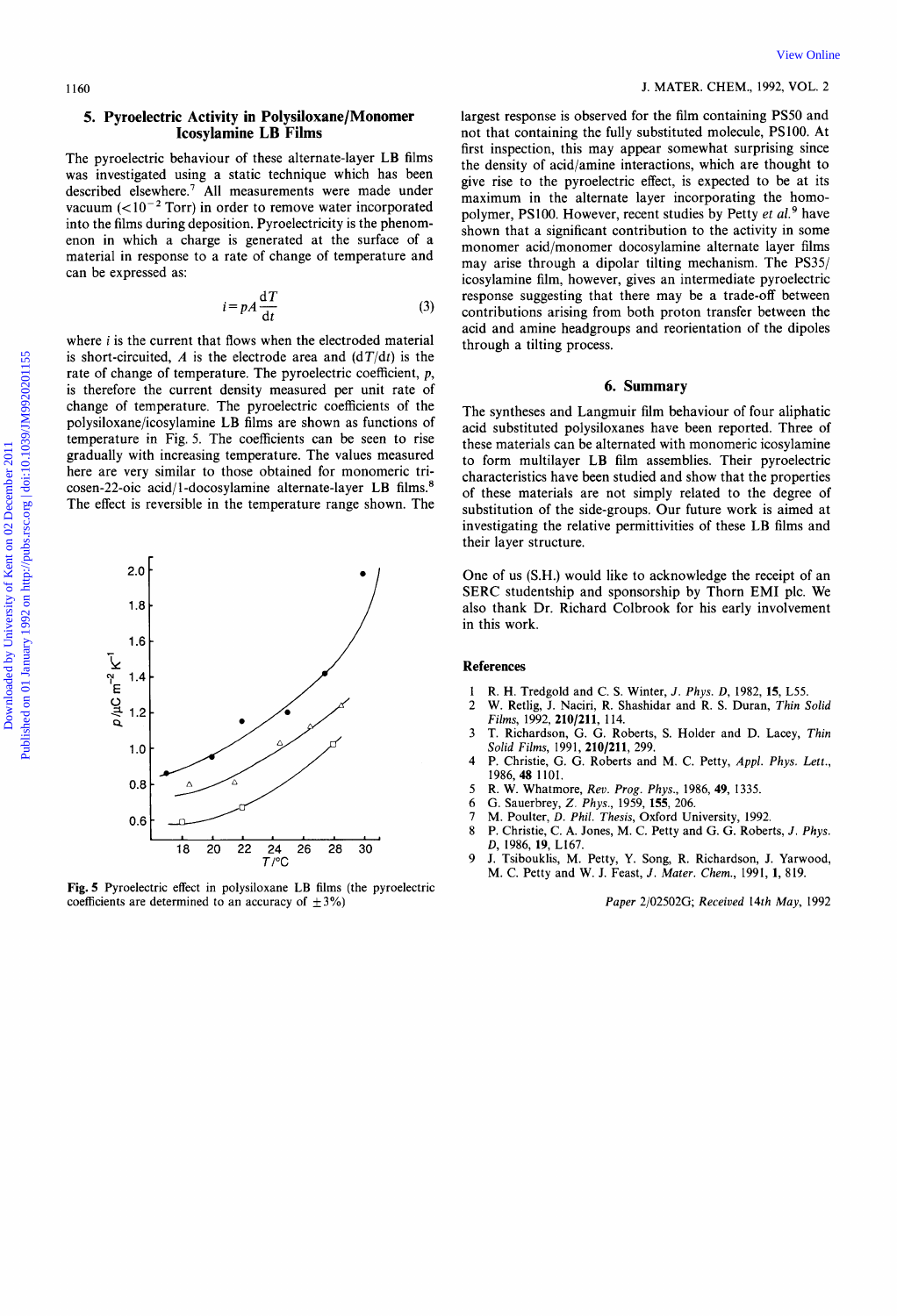## 5. Pyroelectric Activity in Polysiloxane/Monomer Icosylamine LB Films

The pyroelectric behaviour of these alternate-layer LB films was investigated using a static technique which has been described elsewhere.[7] All measurements were made under vacuum ($<10^{-2}$ Torr) in order to remove water incorporated into the films during deposition. Pyroelectricity is the phenomenon in which a charge is generated at the surface of a material in response to a rate of change of temperature and can be expressed as:

$$i = pA\frac{\mathrm{d}T}{\mathrm{d}t} \tag{3}$$

where $i$ is the current that flows when the electroded material is short-circuited, $A$ is the electrode area and $(\mathrm{d}T/\mathrm{d}t)$ is the rate of change of temperature. The pyroelectric coefficient, $p$, is therefore the current density measured per unit rate of change of temperature. The pyroelectric coefficients of the polysiloxane/icosylamine LB films are shown as functions of temperature in Fig. 5. The coefficients can be seen to rise gradually with increasing temperature. The values measured here are very similar to those obtained for monomeric tricosen-22-oic acid/1-docosylamine alternate-layer LB films.[8] The effect is reversible in the temperature range shown. The largest response is observed for the film containing PS50 and not that containing the fully substituted molecule, PS100. At first inspection, this may appear somewhat surprising since the density of acid/amine interactions, which are thought to give rise to the pyroelectric effect, is expected to be at its maximum in the alternate layer incorporating the homopolymer, PS100. However, recent studies by Petty *et al.*[9] have shown that a significant contribution to the activity in some monomer acid/monomer docosylamine alternate layer films may arise through a dipolar tilting mechanism. The PS35/icosylamine film, however, gives an intermediate pyroelectric response suggesting that there may be a trade-off between contributions arising from both proton transfer between the acid and amine headgroups and reorientation of the dipoles through a tilting process.

$p/\mu C\ m^{-2}\ K^{-1}$

2.0
1.8
1.6
1.4
1.2
1.0
0.8
0.6

18 20 22 24 26 28 30

$T/°C$

**Fig. 5** Pyroelectric effect in polysiloxane LB films (the pyroelectric coefficients are determined to an accuracy of $\pm 3\%$)

## 6. Summary

The syntheses and Langmuir film behaviour of four aliphatic acid substituted polysiloxanes have been reported. Three of these materials can be alternated with monomeric icosylamine to form multilayer LB film assemblies. Their pyroelectric characteristics have been studied and show that the properties of these materials are not simply related to the degree of substitution of the side-groups. Our future work is aimed at investigating the relative permittivities of these LB films and their layer structure.

One of us (S.H.) would like to acknowledge the receipt of an SERC studentship and sponsorship by Thorn EMI plc. We also thank Dr. Richard Colbrook for his early involvement in this work.

### References

1. R. H. Tredgold and C. S. Winter, *J. Phys. D*, 1982, **15**, L55.
2. W. Retlig, J. Naciri, R. Shashidar and R. S. Duran, *Thin Solid Films*, 1992, **210/211**, 114.
3. T. Richardson, G. G. Roberts, S. Holder and D. Lacey, *Thin Solid Films*, 1991, **210/211**, 299.
4. P. Christie, G. G. Roberts and M. C. Petty, *Appl. Phys. Lett.*, 1986, **48** 1101.
5. R. W. Whatmore, *Rev. Prog. Phys.*, 1986, **49**, 1335.
6. G. Sauerbrey, *Z. Phys.*, 1959, **155**, 206.
7. M. Poulter, *D. Phil. Thesis*, Oxford University, 1992.
8. P. Christie, C. A. Jones, M. C. Petty and G. G. Roberts, *J. Phys. D*, 1986, **19**, L167.
9. J. Tsibouklis, M. Petty, Y. Song, R. Richardson, J. Yarwood, M. C. Petty and W. J. Feast, *J. Mater. Chem.*, 1991, **1**, 819.

*Paper 2/02502G; Received 14th May, 1992*